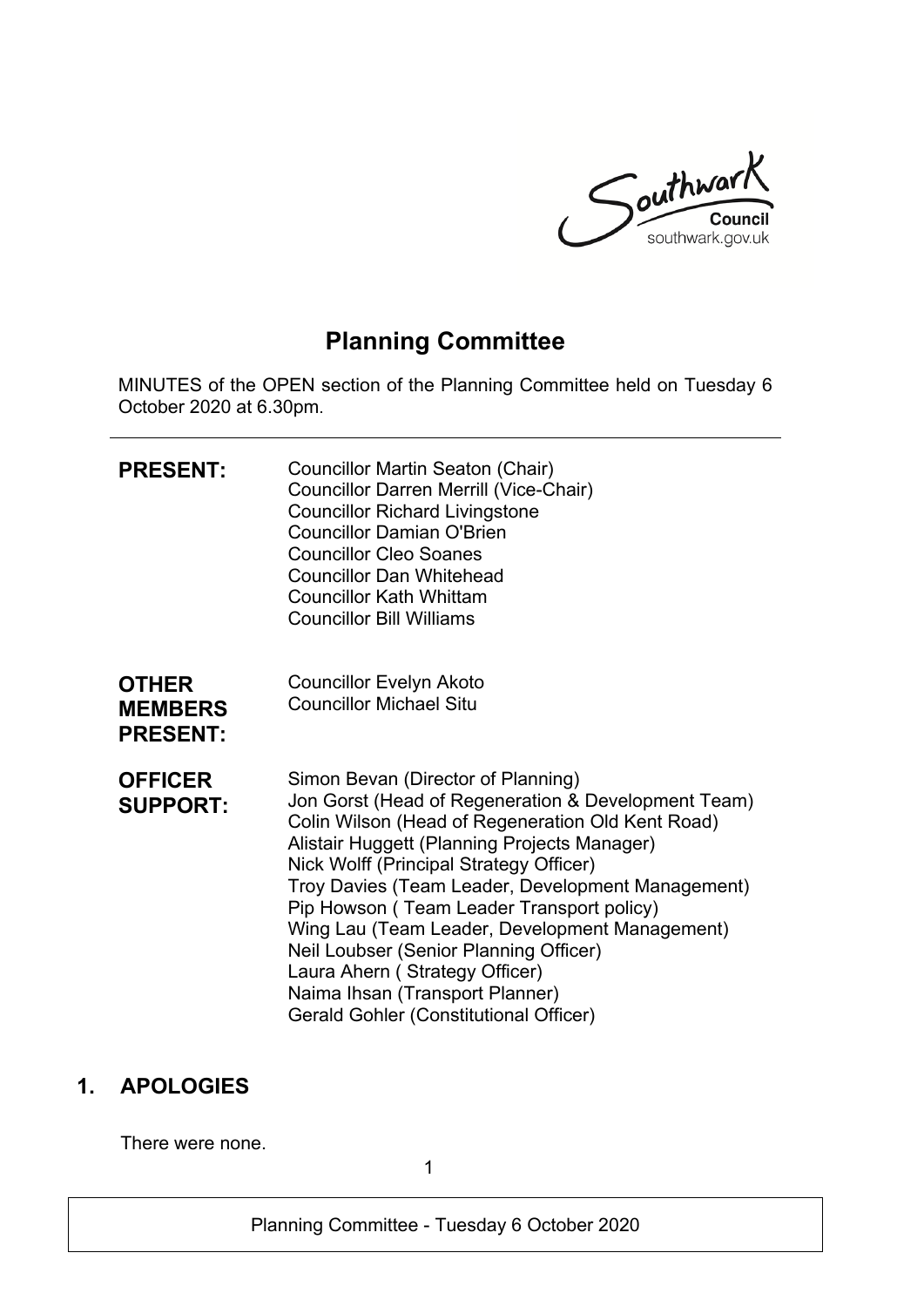# Planning Committee

MINUTES of the OPEN section of the Planning Committee held on Tuesday 6 October 2020 at 6.30pm.

**PRESENT:**

Councillor Martin Seaton (Chair)
Councillor Darren Merrill (Vice-Chair)
Councillor Richard Livingstone
Councillor Damian O'Brien
Councillor Cleo Soanes
Councillor Dan Whitehead
Councillor Kath Whittam
Councillor Bill Williams

**OTHER MEMBERS PRESENT:**

Councillor Evelyn Akoto
Councillor Michael Situ

**OFFICER SUPPORT:**

Simon Bevan (Director of Planning)
Jon Gorst (Head of Regeneration & Development Team)
Colin Wilson (Head of Regeneration Old Kent Road)
Alistair Huggett (Planning Projects Manager)
Nick Wolff (Principal Strategy Officer)
Troy Davies (Team Leader, Development Management)
Pip Howson ( Team Leader Transport policy)
Wing Lau (Team Leader, Development Management)
Neil Loubser (Senior Planning Officer)
Laura Ahern ( Strategy Officer)
Naima Ihsan (Transport Planner)
Gerald Gohler (Constitutional Officer)

## 1. APOLOGIES

There were none.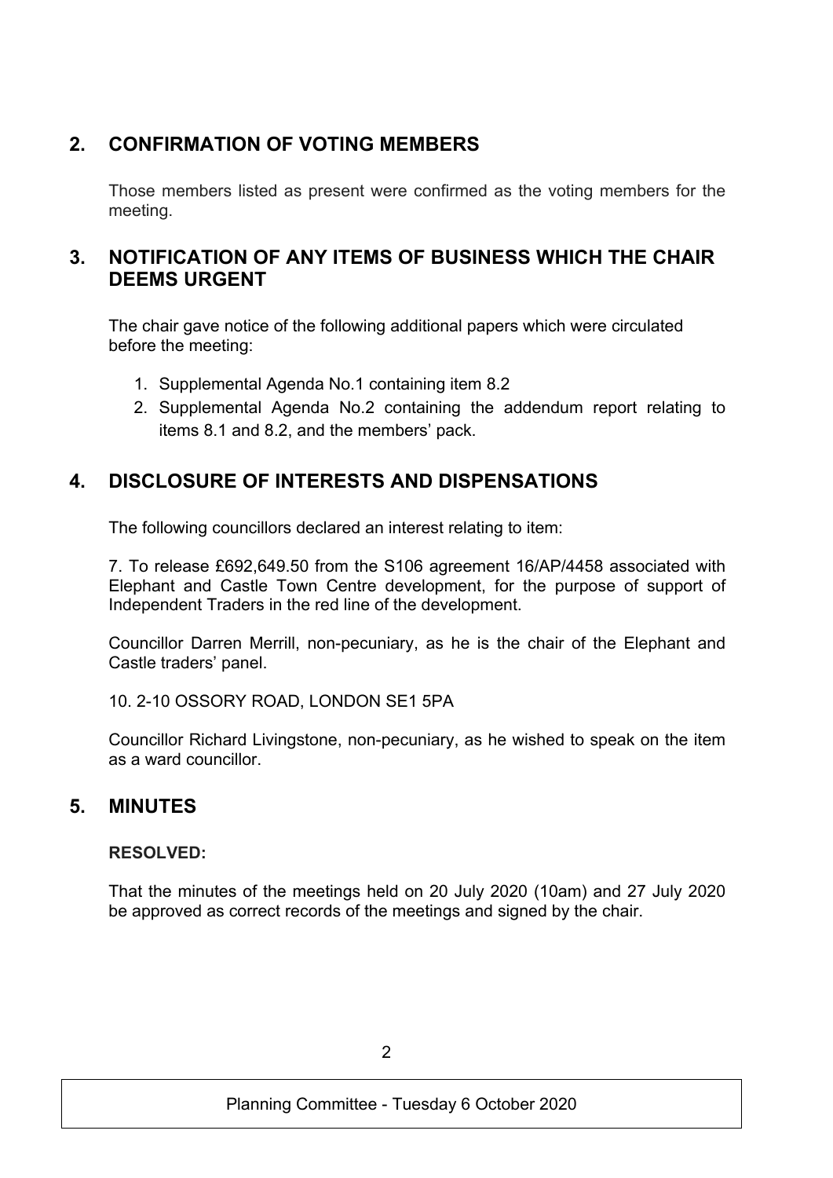## 2. CONFIRMATION OF VOTING MEMBERS

Those members listed as present were confirmed as the voting members for the meeting.

## 3. NOTIFICATION OF ANY ITEMS OF BUSINESS WHICH THE CHAIR DEEMS URGENT

The chair gave notice of the following additional papers which were circulated before the meeting:

1. Supplemental Agenda No.1 containing item 8.2
2. Supplemental Agenda No.2 containing the addendum report relating to items 8.1 and 8.2, and the members' pack.

## 4. DISCLOSURE OF INTERESTS AND DISPENSATIONS

The following councillors declared an interest relating to item:

7. To release £692,649.50 from the S106 agreement 16/AP/4458 associated with Elephant and Castle Town Centre development, for the purpose of support of Independent Traders in the red line of the development.

Councillor Darren Merrill, non-pecuniary, as he is the chair of the Elephant and Castle traders' panel.

10. 2-10 OSSORY ROAD, LONDON SE1 5PA

Councillor Richard Livingstone, non-pecuniary, as he wished to speak on the item as a ward councillor.

## 5. MINUTES

**RESOLVED:**

That the minutes of the meetings held on 20 July 2020 (10am) and 27 July 2020 be approved as correct records of the meetings and signed by the chair.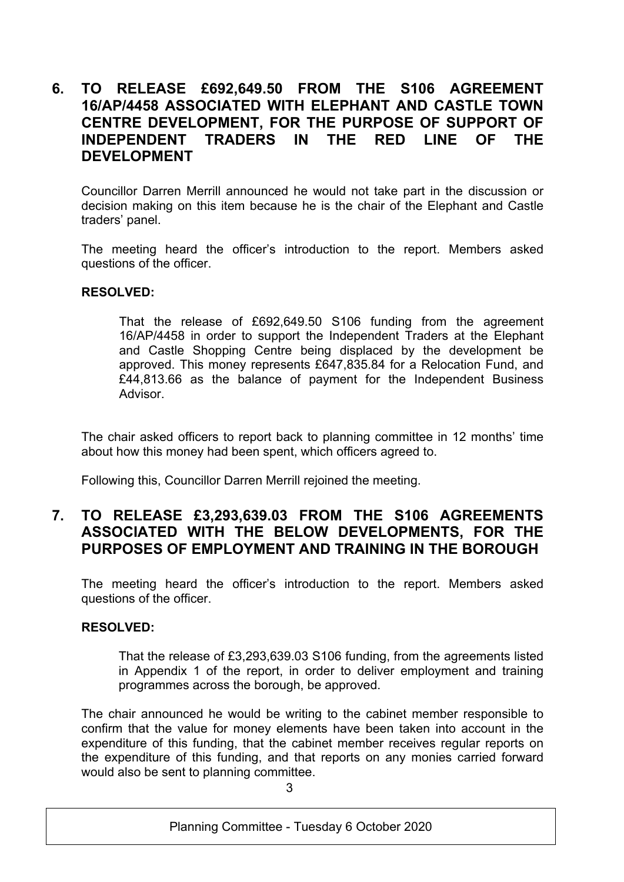## 6. TO RELEASE £692,649.50 FROM THE S106 AGREEMENT 16/AP/4458 ASSOCIATED WITH ELEPHANT AND CASTLE TOWN CENTRE DEVELOPMENT, FOR THE PURPOSE OF SUPPORT OF INDEPENDENT TRADERS IN THE RED LINE OF THE DEVELOPMENT

Councillor Darren Merrill announced he would not take part in the discussion or decision making on this item because he is the chair of the Elephant and Castle traders' panel.

The meeting heard the officer's introduction to the report. Members asked questions of the officer.

**RESOLVED:**

> That the release of £692,649.50 S106 funding from the agreement 16/AP/4458 in order to support the Independent Traders at the Elephant and Castle Shopping Centre being displaced by the development be approved. This money represents £647,835.84 for a Relocation Fund, and £44,813.66 as the balance of payment for the Independent Business Advisor.

The chair asked officers to report back to planning committee in 12 months' time about how this money had been spent, which officers agreed to.

Following this, Councillor Darren Merrill rejoined the meeting.

## 7. TO RELEASE £3,293,639.03 FROM THE S106 AGREEMENTS ASSOCIATED WITH THE BELOW DEVELOPMENTS, FOR THE PURPOSES OF EMPLOYMENT AND TRAINING IN THE BOROUGH

The meeting heard the officer's introduction to the report. Members asked questions of the officer.

**RESOLVED:**

> That the release of £3,293,639.03 S106 funding, from the agreements listed in Appendix 1 of the report, in order to deliver employment and training programmes across the borough, be approved.

The chair announced he would be writing to the cabinet member responsible to confirm that the value for money elements have been taken into account in the expenditure of this funding, that the cabinet member receives regular reports on the expenditure of this funding, and that reports on any monies carried forward would also be sent to planning committee.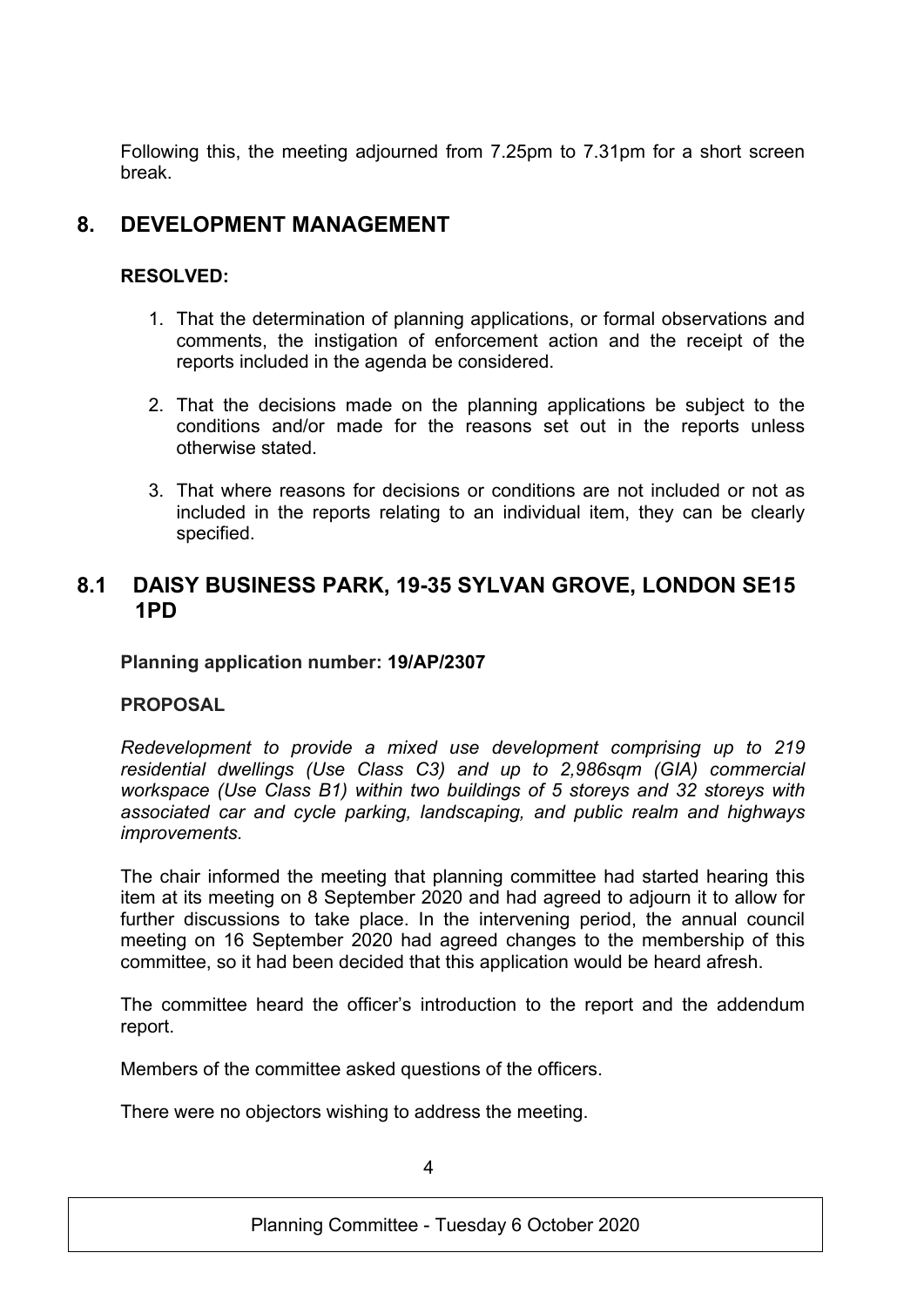Following this, the meeting adjourned from 7.25pm to 7.31pm for a short screen break.

## 8. DEVELOPMENT MANAGEMENT

**RESOLVED:**

1. That the determination of planning applications, or formal observations and comments, the instigation of enforcement action and the receipt of the reports included in the agenda be considered.

2. That the decisions made on the planning applications be subject to the conditions and/or made for the reasons set out in the reports unless otherwise stated.

3. That where reasons for decisions or conditions are not included or not as included in the reports relating to an individual item, they can be clearly specified.

## 8.1 DAISY BUSINESS PARK, 19-35 SYLVAN GROVE, LONDON SE15 1PD

**Planning application number: 19/AP/2307**

**PROPOSAL**

*Redevelopment to provide a mixed use development comprising up to 219 residential dwellings (Use Class C3) and up to 2,986sqm (GIA) commercial workspace (Use Class B1) within two buildings of 5 storeys and 32 storeys with associated car and cycle parking, landscaping, and public realm and highways improvements.*

The chair informed the meeting that planning committee had started hearing this item at its meeting on 8 September 2020 and had agreed to adjourn it to allow for further discussions to take place. In the intervening period, the annual council meeting on 16 September 2020 had agreed changes to the membership of this committee, so it had been decided that this application would be heard afresh.

The committee heard the officer's introduction to the report and the addendum report.

Members of the committee asked questions of the officers.

There were no objectors wishing to address the meeting.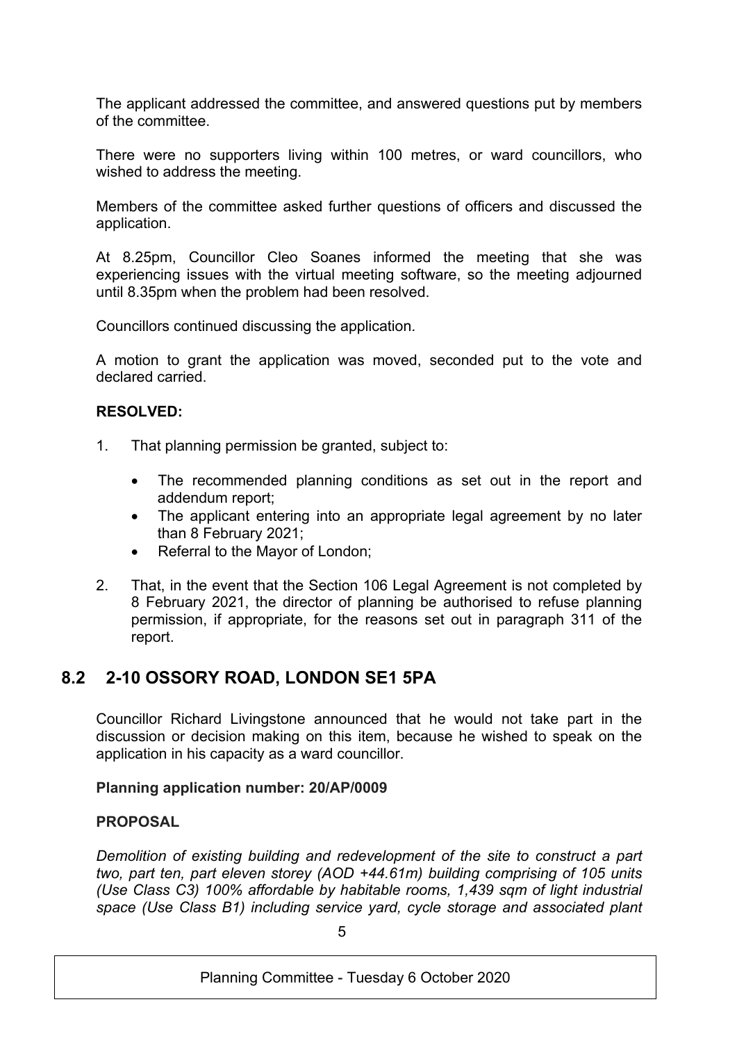The applicant addressed the committee, and answered questions put by members of the committee.

There were no supporters living within 100 metres, or ward councillors, who wished to address the meeting.

Members of the committee asked further questions of officers and discussed the application.

At 8.25pm, Councillor Cleo Soanes informed the meeting that she was experiencing issues with the virtual meeting software, so the meeting adjourned until 8.35pm when the problem had been resolved.

Councillors continued discussing the application.

A motion to grant the application was moved, seconded put to the vote and declared carried.

**RESOLVED:**

1. That planning permission be granted, subject to:

   - The recommended planning conditions as set out in the report and addendum report;
   - The applicant entering into an appropriate legal agreement by no later than 8 February 2021;
   - Referral to the Mayor of London;

2. That, in the event that the Section 106 Legal Agreement is not completed by 8 February 2021, the director of planning be authorised to refuse planning permission, if appropriate, for the reasons set out in paragraph 311 of the report.

## 8.2 2-10 OSSORY ROAD, LONDON SE1 5PA

Councillor Richard Livingstone announced that he would not take part in the discussion or decision making on this item, because he wished to speak on the application in his capacity as a ward councillor.

**Planning application number: 20/AP/0009**

**PROPOSAL**

*Demolition of existing building and redevelopment of the site to construct a part two, part ten, part eleven storey (AOD +44.61m) building comprising of 105 units (Use Class C3) 100% affordable by habitable rooms, 1,439 sqm of light industrial space (Use Class B1) including service yard, cycle storage and associated plant*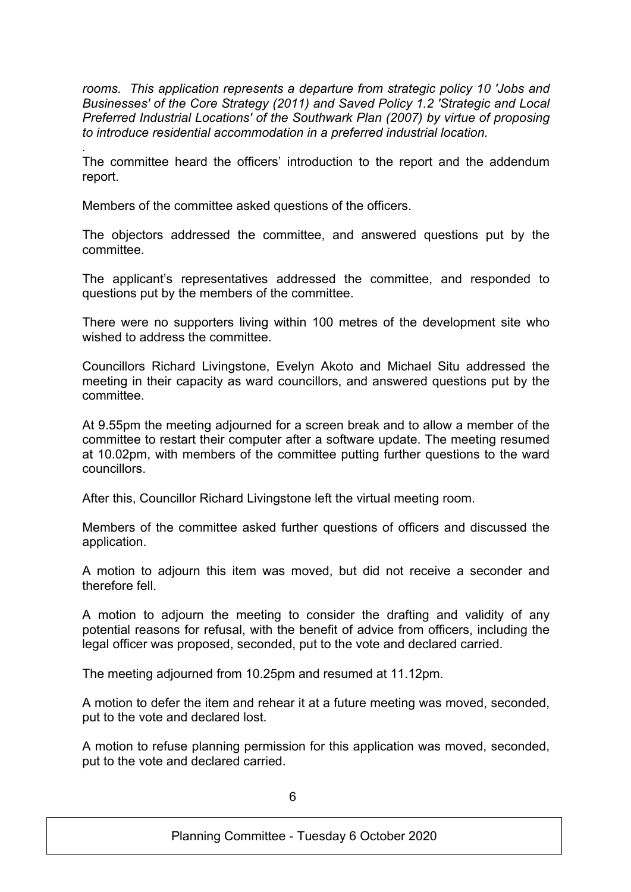*rooms. This application represents a departure from strategic policy 10 'Jobs and Businesses' of the Core Strategy (2011) and Saved Policy 1.2 'Strategic and Local Preferred Industrial Locations' of the Southwark Plan (2007) by virtue of proposing to introduce residential accommodation in a preferred industrial location.*

.

The committee heard the officers' introduction to the report and the addendum report.

Members of the committee asked questions of the officers.

The objectors addressed the committee, and answered questions put by the committee.

The applicant's representatives addressed the committee, and responded to questions put by the members of the committee.

There were no supporters living within 100 metres of the development site who wished to address the committee.

Councillors Richard Livingstone, Evelyn Akoto and Michael Situ addressed the meeting in their capacity as ward councillors, and answered questions put by the committee.

At 9.55pm the meeting adjourned for a screen break and to allow a member of the committee to restart their computer after a software update. The meeting resumed at 10.02pm, with members of the committee putting further questions to the ward councillors.

After this, Councillor Richard Livingstone left the virtual meeting room.

Members of the committee asked further questions of officers and discussed the application.

A motion to adjourn this item was moved, but did not receive a seconder and therefore fell.

A motion to adjourn the meeting to consider the drafting and validity of any potential reasons for refusal, with the benefit of advice from officers, including the legal officer was proposed, seconded, put to the vote and declared carried.

The meeting adjourned from 10.25pm and resumed at 11.12pm.

A motion to defer the item and rehear it at a future meeting was moved, seconded, put to the vote and declared lost.

A motion to refuse planning permission for this application was moved, seconded, put to the vote and declared carried.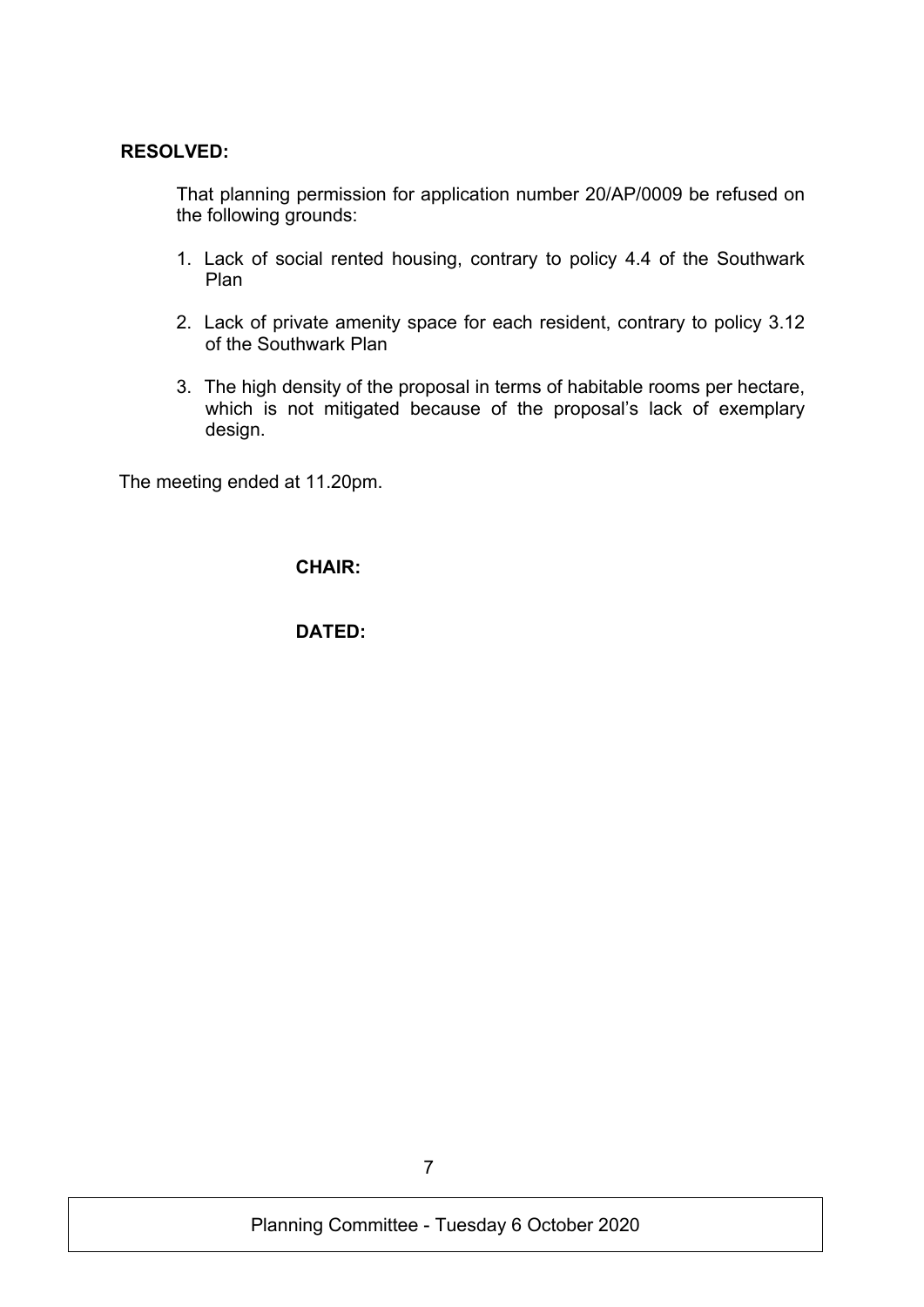**RESOLVED:**

That planning permission for application number 20/AP/0009 be refused on the following grounds:

1. Lack of social rented housing, contrary to policy 4.4 of the Southwark Plan
2. Lack of private amenity space for each resident, contrary to policy 3.12 of the Southwark Plan
3. The high density of the proposal in terms of habitable rooms per hectare, which is not mitigated because of the proposal's lack of exemplary design.

The meeting ended at 11.20pm.

**CHAIR:**

**DATED:**